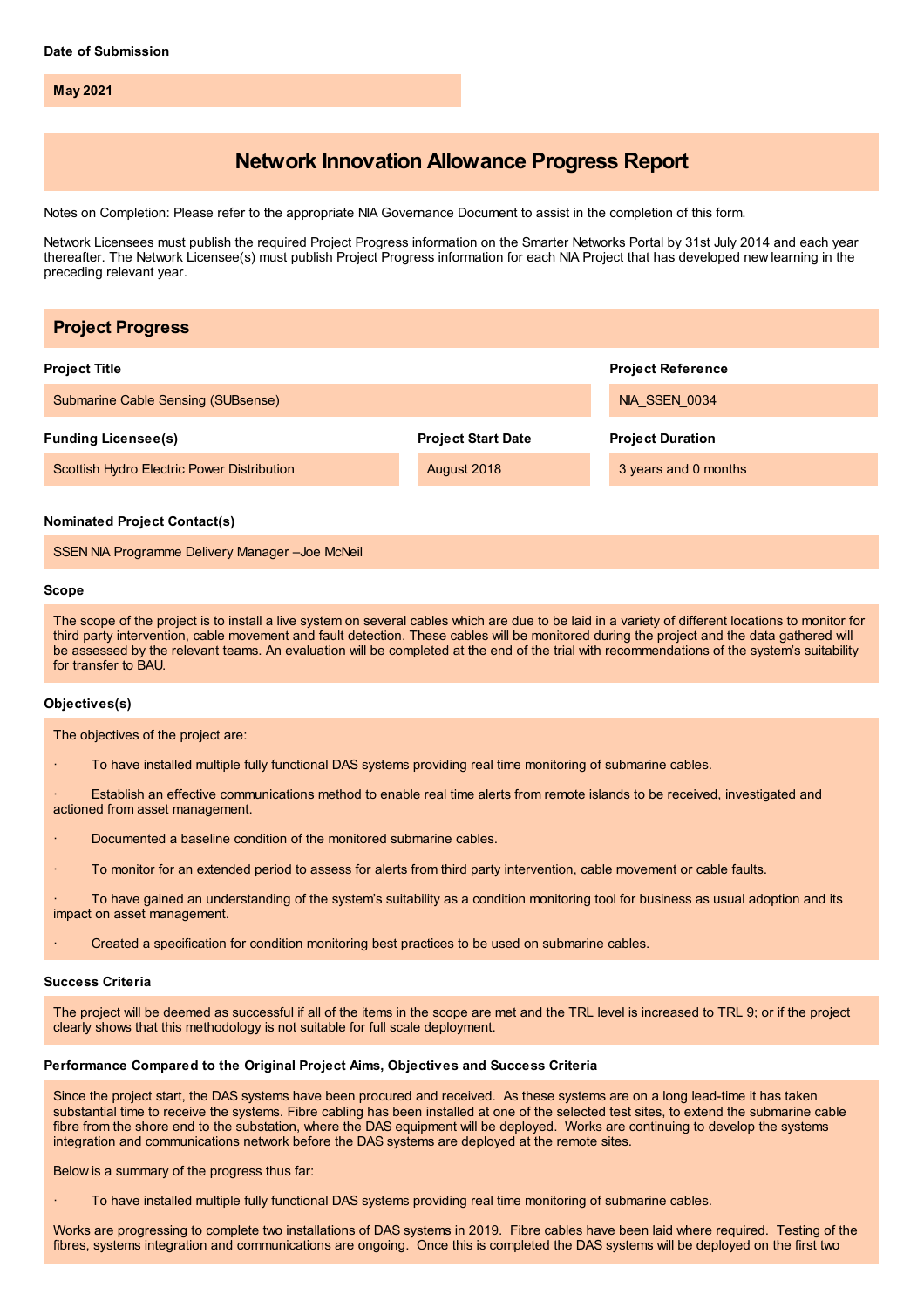**Date of Submission**

May 2021

# Network Innovation Allowance Progress Report

Notes on Completion: Please refer to the appropriate NIA Governance Document to assist in the completion of this form.

Network Licensees must publish the required Project Progress information on the Smarter Networks Portal by 31st July 2014 and each year thereafter. The Network Licensee(s) must publish Project Progress information for each NIA Project that has developed new learning in the preceding relevant year.

## Project Progress

**Project Title**

Submarine Cable Sensing (SUBsense)

**Project Reference**

NIA_SSEN_0034

**Funding Licensee(s)**

Scottish Hydro Electric Power Distribution

**Project Start Date**

August 2018

**Project Duration**

3 years and 0 months

**Nominated Project Contact(s)**

SSEN NIA Programme Delivery Manager –Joe McNeil

**Scope**

The scope of the project is to install a live system on several cables which are due to be laid in a variety of different locations to monitor for third party intervention, cable movement and fault detection. These cables will be monitored during the project and the data gathered will be assessed by the relevant teams. An evaluation will be completed at the end of the trial with recommendations of the system's suitability for transfer to BAU.

**Objectives(s)**

The objectives of the project are:

- To have installed multiple fully functional DAS systems providing real time monitoring of submarine cables.
- Establish an effective communications method to enable real time alerts from remote islands to be received, investigated and actioned from asset management.
- Documented a baseline condition of the monitored submarine cables.
- To monitor for an extended period to assess for alerts from third party intervention, cable movement or cable faults.
- To have gained an understanding of the system's suitability as a condition monitoring tool for business as usual adoption and its impact on asset management.
- Created a specification for condition monitoring best practices to be used on submarine cables.

**Success Criteria**

The project will be deemed as successful if all of the items in the scope are met and the TRL level is increased to TRL 9; or if the project clearly shows that this methodology is not suitable for full scale deployment.

**Performance Compared to the Original Project Aims, Objectives and Success Criteria**

Since the project start, the DAS systems have been procured and received. As these systems are on a long lead-time it has taken substantial time to receive the systems. Fibre cabling has been installed at one of the selected test sites, to extend the submarine cable fibre from the shore end to the substation, where the DAS equipment will be deployed. Works are continuing to develop the systems integration and communications network before the DAS systems are deployed at the remote sites.

Below is a summary of the progress thus far:

- To have installed multiple fully functional DAS systems providing real time monitoring of submarine cables.

Works are progressing to complete two installations of DAS systems in 2019. Fibre cables have been laid where required. Testing of the fibres, systems integration and communications are ongoing. Once this is completed the DAS systems will be deployed on the first two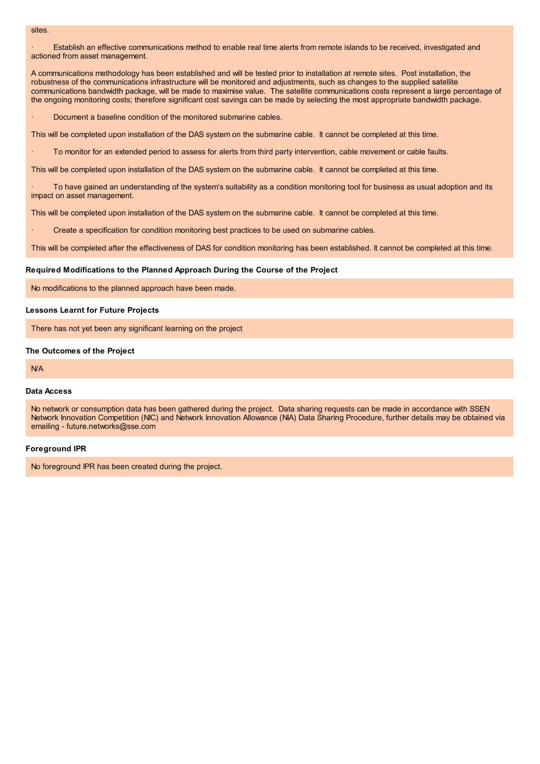sites.

· Establish an effective communications method to enable real time alerts from remote islands to be received, investigated and actioned from asset management.

A communications methodology has been established and will be tested prior to installation at remote sites. Post installation, the robustness of the communications infrastructure will be monitored and adjustments, such as changes to the supplied satellite communications bandwidth package, will be made to maximise value. The satellite communications costs represent a large percentage of the ongoing monitoring costs; therefore significant cost savings can be made by selecting the most appropriate bandwidth package.

· Document a baseline condition of the monitored submarine cables.

This will be completed upon installation of the DAS system on the submarine cable. It cannot be completed at this time.

· To monitor for an extended period to assess for alerts from third party intervention, cable movement or cable faults.

This will be completed upon installation of the DAS system on the submarine cable. It cannot be completed at this time.

· To have gained an understanding of the system's suitability as a condition monitoring tool for business as usual adoption and its impact on asset management.

This will be completed upon installation of the DAS system on the submarine cable. It cannot be completed at this time.

· Create a specification for condition monitoring best practices to be used on submarine cables.

This will be completed after the effectiveness of DAS for condition monitoring has been established. It cannot be completed at this time.

### Required Modifications to the Planned Approach During the Course of the Project

No modifications to the planned approach have been made.

### Lessons Learnt for Future Projects

There has not yet been any significant learning on the project

### The Outcomes of the Project

N/A

### Data Access

No network or consumption data has been gathered during the project. Data sharing requests can be made in accordance with SSEN Network Innovation Competition (NIC) and Network Innovation Allowance (NIA) Data Sharing Procedure, further details may be obtained via emailing - future.networks@sse.com

### Foreground IPR

No foreground IPR has been created during the project.